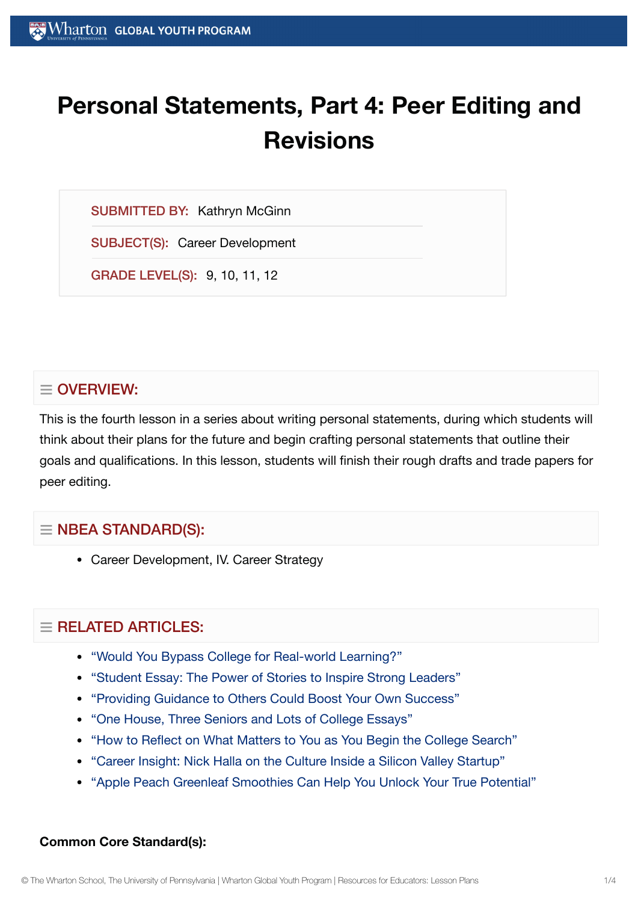# Personal Statements, Part 4: Peer Editing and Revisions

SUBMITTED BY: Kathryn McGinn

SUBJECT(S): Career Development

GRADE LEVEL(S): 9, 10, 11, 12

## OVERVIEW:

This is the fourth lesson in a series about writing personal statements, during which students will think about their plans for the future and begin crafting personal statements that outline their goals and qualifications. In this lesson, students will finish their rough drafts and trade papers for peer editing.

## NBEA STANDARD(S):

- Career Development, IV. Career Strategy

## RELATED ARTICLES:

- "Would You Bypass College for Real-world Learning?"
- "Student Essay: The Power of Stories to Inspire Strong Leaders"
- "Providing Guidance to Others Could Boost Your Own Success"
- "One House, Three Seniors and Lots of College Essays"
- "How to Reflect on What Matters to You as You Begin the College Search"
- "Career Insight: Nick Halla on the Culture Inside a Silicon Valley Startup"
- "Apple Peach Greenleaf Smoothies Can Help You Unlock Your True Potential"

**Common Core Standard(s):**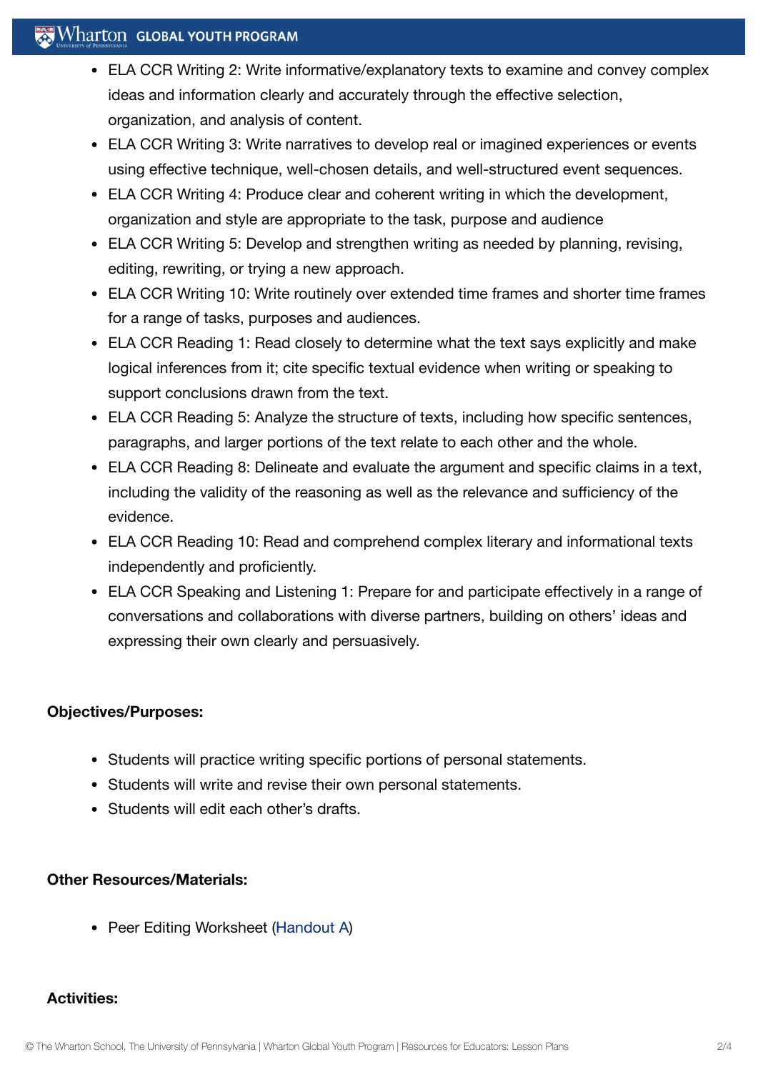- ELA CCR Writing 2: Write informative/explanatory texts to examine and convey complex ideas and information clearly and accurately through the effective selection, organization, and analysis of content.
- ELA CCR Writing 3: Write narratives to develop real or imagined experiences or events using effective technique, well-chosen details, and well-structured event sequences.
- ELA CCR Writing 4: Produce clear and coherent writing in which the development, organization and style are appropriate to the task, purpose and audience
- ELA CCR Writing 5: Develop and strengthen writing as needed by planning, revising, editing, rewriting, or trying a new approach.
- ELA CCR Writing 10: Write routinely over extended time frames and shorter time frames for a range of tasks, purposes and audiences.
- ELA CCR Reading 1: Read closely to determine what the text says explicitly and make logical inferences from it; cite specific textual evidence when writing or speaking to support conclusions drawn from the text.
- ELA CCR Reading 5: Analyze the structure of texts, including how specific sentences, paragraphs, and larger portions of the text relate to each other and the whole.
- ELA CCR Reading 8: Delineate and evaluate the argument and specific claims in a text, including the validity of the reasoning as well as the relevance and sufficiency of the evidence.
- ELA CCR Reading 10: Read and comprehend complex literary and informational texts independently and proficiently.
- ELA CCR Speaking and Listening 1: Prepare for and participate effectively in a range of conversations and collaborations with diverse partners, building on others' ideas and expressing their own clearly and persuasively.

**Objectives/Purposes:**

- Students will practice writing specific portions of personal statements.
- Students will write and revise their own personal statements.
- Students will edit each other's drafts.

**Other Resources/Materials:**

- Peer Editing Worksheet (Handout A)

**Activities:**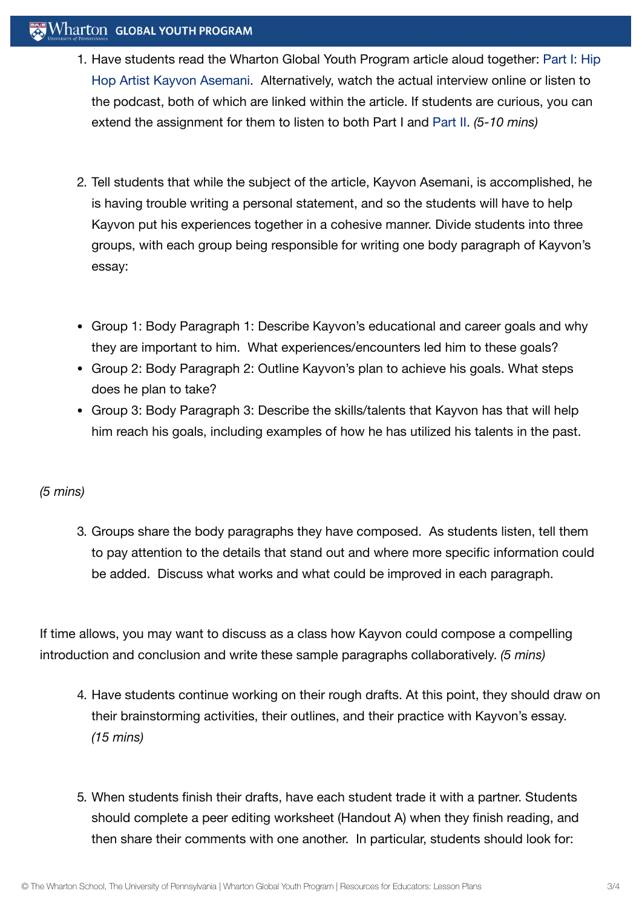1. Have students read the Wharton Global Youth Program article aloud together: Part I: Hip Hop Artist Kayvon Asemani. Alternatively, watch the actual interview online or listen to the podcast, both of which are linked within the article. If students are curious, you can extend the assignment for them to listen to both Part I and Part II. *(5-10 mins)*

2. Tell students that while the subject of the article, Kayvon Asemani, is accomplished, he is having trouble writing a personal statement, and so the students will have to help Kayvon put his experiences together in a cohesive manner. Divide students into three groups, with each group being responsible for writing one body paragraph of Kayvon's essay:

   - Group 1: Body Paragraph 1: Describe Kayvon's educational and career goals and why they are important to him. What experiences/encounters led him to these goals?
   - Group 2: Body Paragraph 2: Outline Kayvon's plan to achieve his goals. What steps does he plan to take?
   - Group 3: Body Paragraph 3: Describe the skills/talents that Kayvon has that will help him reach his goals, including examples of how he has utilized his talents in the past.

*(5 mins)*

3. Groups share the body paragraphs they have composed. As students listen, tell them to pay attention to the details that stand out and where more specific information could be added. Discuss what works and what could be improved in each paragraph.

If time allows, you may want to discuss as a class how Kayvon could compose a compelling introduction and conclusion and write these sample paragraphs collaboratively. *(5 mins)*

4. Have students continue working on their rough drafts. At this point, they should draw on their brainstorming activities, their outlines, and their practice with Kayvon's essay. *(15 mins)*

5. When students finish their drafts, have each student trade it with a partner. Students should complete a peer editing worksheet (Handout A) when they finish reading, and then share their comments with one another. In particular, students should look for: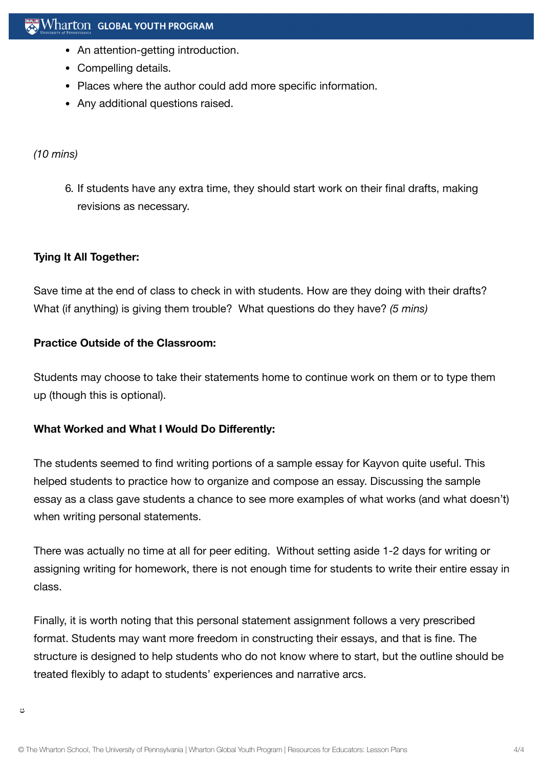- An attention-getting introduction.
- Compelling details.
- Places where the author could add more specific information.
- Any additional questions raised.

*(10 mins)*

6. If students have any extra time, they should start work on their final drafts, making revisions as necessary.

**Tying It All Together:**

Save time at the end of class to check in with students. How are they doing with their drafts? What (if anything) is giving them trouble? What questions do they have? *(5 mins)*

**Practice Outside of the Classroom:**

Students may choose to take their statements home to continue work on them or to type them up (though this is optional).

**What Worked and What I Would Do Differently:**

The students seemed to find writing portions of a sample essay for Kayvon quite useful. This helped students to practice how to organize and compose an essay. Discussing the sample essay as a class gave students a chance to see more examples of what works (and what doesn't) when writing personal statements.

There was actually no time at all for peer editing. Without setting aside 1-2 days for writing or assigning writing for homework, there is not enough time for students to write their entire essay in class.

Finally, it is worth noting that this personal statement assignment follows a very prescribed format. Students may want more freedom in constructing their essays, and that is fine. The structure is designed to help students who do not know where to start, but the outline should be treated flexibly to adapt to students' experiences and narrative arcs.